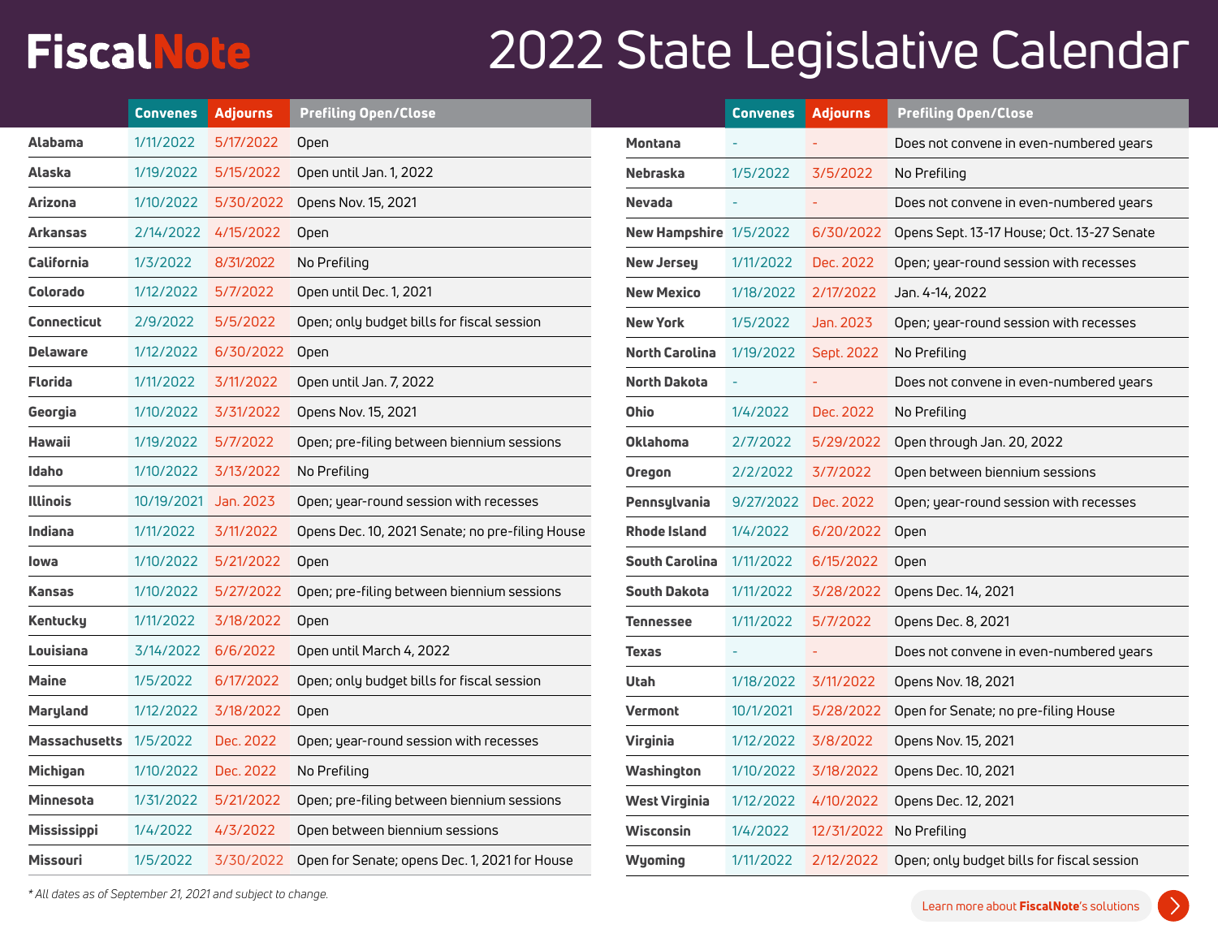# FiscalNote

# 2022 State Legislative Calendar

| State | Convenes | Adjourns | Prefiling Open/Close |
|---|---|---|---|
| Alabama | 1/11/2022 | 5/17/2022 | Open |
| Alaska | 1/19/2022 | 5/15/2022 | Open until Jan. 1, 2022 |
| Arizona | 1/10/2022 | 5/30/2022 | Opens Nov. 15, 2021 |
| Arkansas | 2/14/2022 | 4/15/2022 | Open |
| California | 1/3/2022 | 8/31/2022 | No Prefiling |
| Colorado | 1/12/2022 | 5/7/2022 | Open until Dec. 1, 2021 |
| Connecticut | 2/9/2022 | 5/5/2022 | Open; only budget bills for fiscal session |
| Delaware | 1/12/2022 | 6/30/2022 | Open |
| Florida | 1/11/2022 | 3/11/2022 | Open until Jan. 7, 2022 |
| Georgia | 1/10/2022 | 3/31/2022 | Opens Nov. 15, 2021 |
| Hawaii | 1/19/2022 | 5/7/2022 | Open; pre-filing between biennium sessions |
| Idaho | 1/10/2022 | 3/13/2022 | No Prefiling |
| Illinois | 10/19/2021 | Jan. 2023 | Open; year-round session with recesses |
| Indiana | 1/11/2022 | 3/11/2022 | Opens Dec. 10, 2021 Senate; no pre-filing House |
| Iowa | 1/10/2022 | 5/21/2022 | Open |
| Kansas | 1/10/2022 | 5/27/2022 | Open; pre-filing between biennium sessions |
| Kentucky | 1/11/2022 | 3/18/2022 | Open |
| Louisiana | 3/14/2022 | 6/6/2022 | Open until March 4, 2022 |
| Maine | 1/5/2022 | 6/17/2022 | Open; only budget bills for fiscal session |
| Maryland | 1/12/2022 | 3/18/2022 | Open |
| Massachusetts | 1/5/2022 | Dec. 2022 | Open; year-round session with recesses |
| Michigan | 1/10/2022 | Dec. 2022 | No Prefiling |
| Minnesota | 1/31/2022 | 5/21/2022 | Open; pre-filing between biennium sessions |
| Mississippi | 1/4/2022 | 4/3/2022 | Open between biennium sessions |
| Missouri | 1/5/2022 | 3/30/2022 | Open for Senate; opens Dec. 1, 2021 for House |
| Montana | - | - | Does not convene in even-numbered years |
| Nebraska | 1/5/2022 | 3/5/2022 | No Prefiling |
| Nevada | - | - | Does not convene in even-numbered years |
| New Hampshire | 1/5/2022 | 6/30/2022 | Opens Sept. 13-17 House; Oct. 13-27 Senate |
| New Jersey | 1/11/2022 | Dec. 2022 | Open; year-round session with recesses |
| New Mexico | 1/18/2022 | 2/17/2022 | Jan. 4-14, 2022 |
| New York | 1/5/2022 | Jan. 2023 | Open; year-round session with recesses |
| North Carolina | 1/19/2022 | Sept. 2022 | No Prefiling |
| North Dakota | - | - | Does not convene in even-numbered years |
| Ohio | 1/4/2022 | Dec. 2022 | No Prefiling |
| Oklahoma | 2/7/2022 | 5/29/2022 | Open through Jan. 20, 2022 |
| Oregon | 2/2/2022 | 3/7/2022 | Open between biennium sessions |
| Pennsylvania | 9/27/2022 | Dec. 2022 | Open; year-round session with recesses |
| Rhode Island | 1/4/2022 | 6/20/2022 | Open |
| South Carolina | 1/11/2022 | 6/15/2022 | Open |
| South Dakota | 1/11/2022 | 3/28/2022 | Opens Dec. 14, 2021 |
| Tennessee | 1/11/2022 | 5/7/2022 | Opens Dec. 8, 2021 |
| Texas | - | - | Does not convene in even-numbered years |
| Utah | 1/18/2022 | 3/11/2022 | Opens Nov. 18, 2021 |
| Vermont | 10/1/2021 | 5/28/2022 | Open for Senate; no pre-filing House |
| Virginia | 1/12/2022 | 3/8/2022 | Opens Nov. 15, 2021 |
| Washington | 1/10/2022 | 3/18/2022 | Opens Dec. 10, 2021 |
| West Virginia | 1/12/2022 | 4/10/2022 | Opens Dec. 12, 2021 |
| Wisconsin | 1/4/2022 | 12/31/2022 | No Prefiling |
| Wyoming | 1/11/2022 | 2/12/2022 | Open; only budget bills for fiscal session |

*\* All dates as of September 21, 2021 and subject to change.*

Learn more about **FiscalNote**'s solutions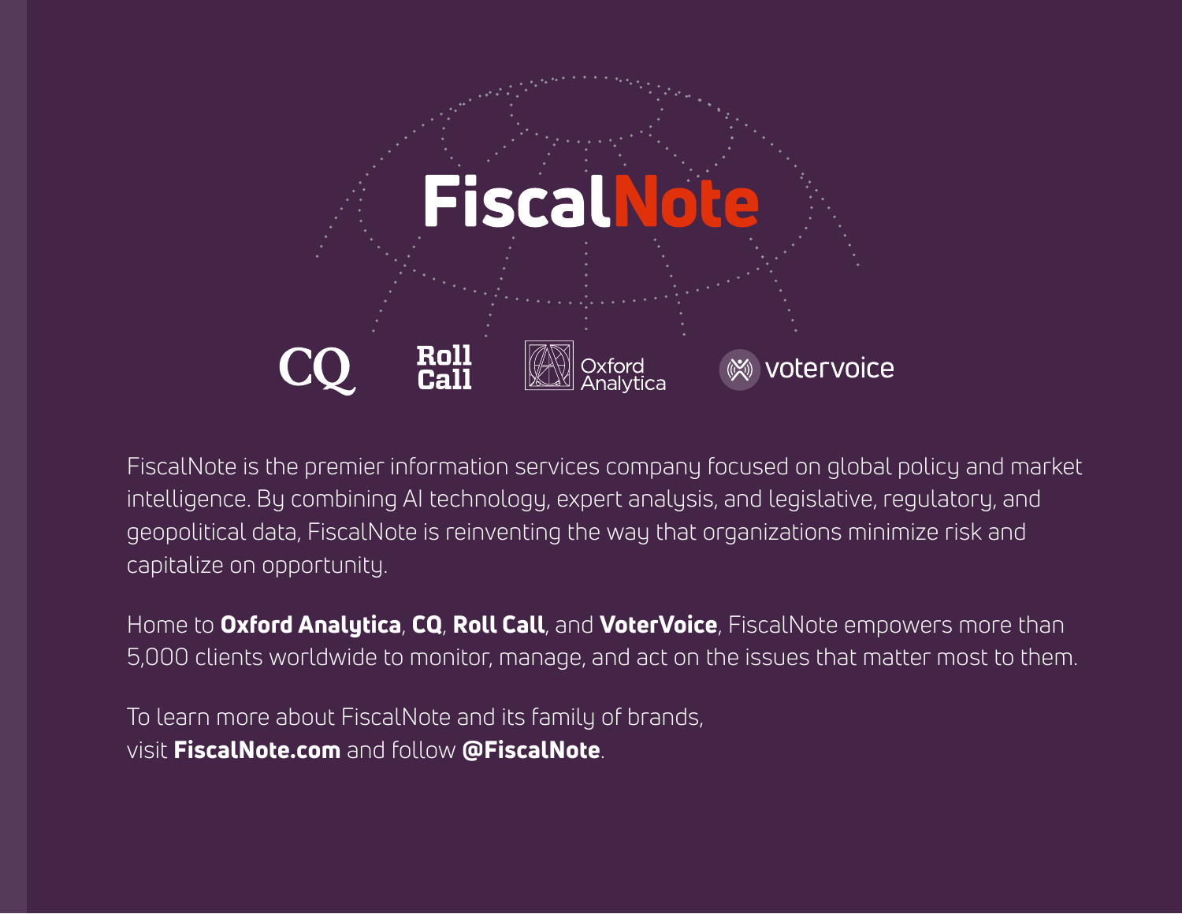# FiscalNote

CQ Roll Call Oxford Analytica votervoice

FiscalNote is the premier information services company focused on global policy and market intelligence. By combining AI technology, expert analysis, and legislative, regulatory, and geopolitical data, FiscalNote is reinventing the way that organizations minimize risk and capitalize on opportunity.

Home to **Oxford Analytica**, **CQ**, **Roll Call**, and **VoterVoice**, FiscalNote empowers more than 5,000 clients worldwide to monitor, manage, and act on the issues that matter most to them.

To learn more about FiscalNote and its family of brands, visit **FiscalNote.com** and follow **@FiscalNote**.